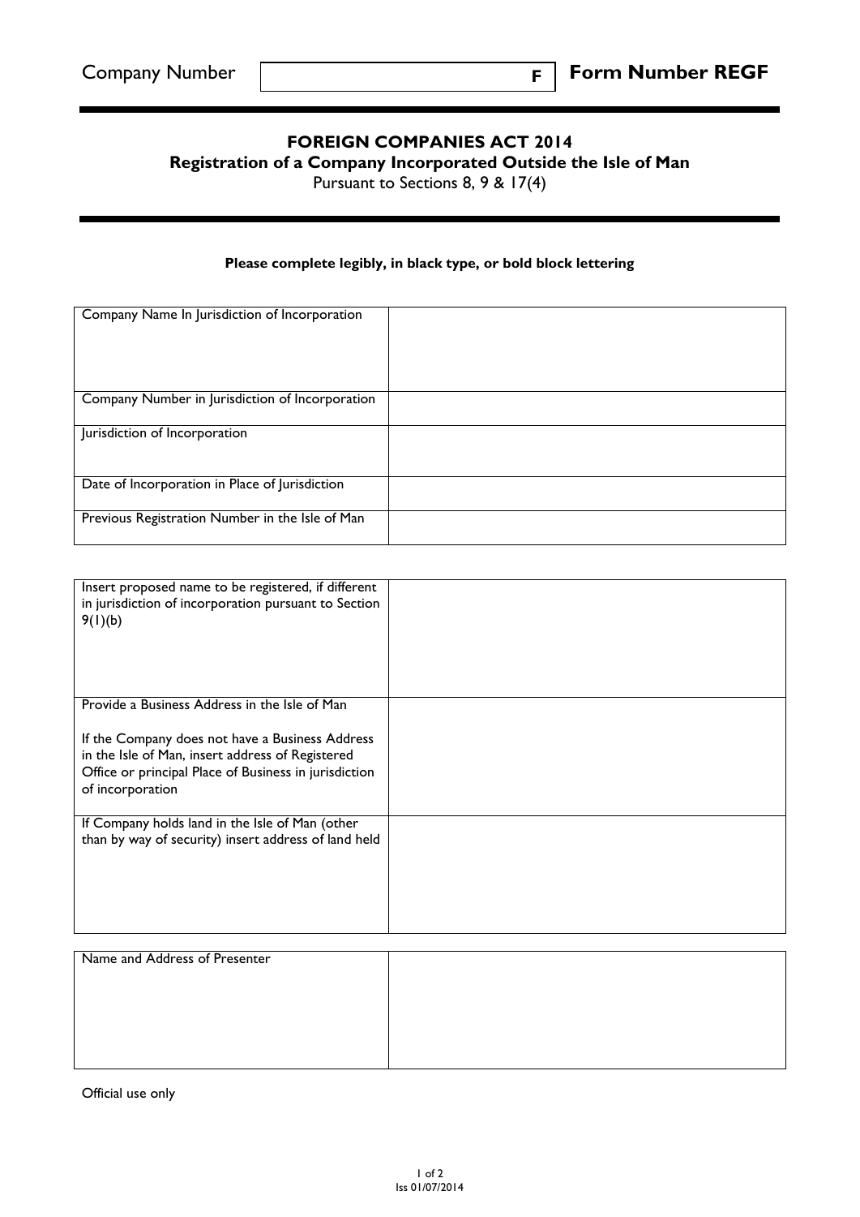| Company Number | F | **Form Number REGF** |
|---|---|---|

# FOREIGN COMPANIES ACT 2014

## Registration of a Company Incorporated Outside the Isle of Man

Pursuant to Sections 8, 9 & 17(4)

**Please complete legibly, in black type, or bold block lettering**

| | |
|---|---|
| Company Name In Jurisdiction of Incorporation | |
| Company Number in Jurisdiction of Incorporation | |
| Jurisdiction of Incorporation | |
| Date of Incorporation in Place of Jurisdiction | |
| Previous Registration Number in the Isle of Man | |

| | |
|---|---|
| Insert proposed name to be registered, if different in jurisdiction of incorporation pursuant to Section 9(1)(b) | |
| Provide a Business Address in the Isle of Man<br><br>If the Company does not have a Business Address in the Isle of Man, insert address of Registered Office or principal Place of Business in jurisdiction of incorporation | |
| If Company holds land in the Isle of Man (other than by way of security) insert address of land held | |

| | |
|---|---|
| Name and Address of Presenter | |

Official use only

Iss 01/07/2014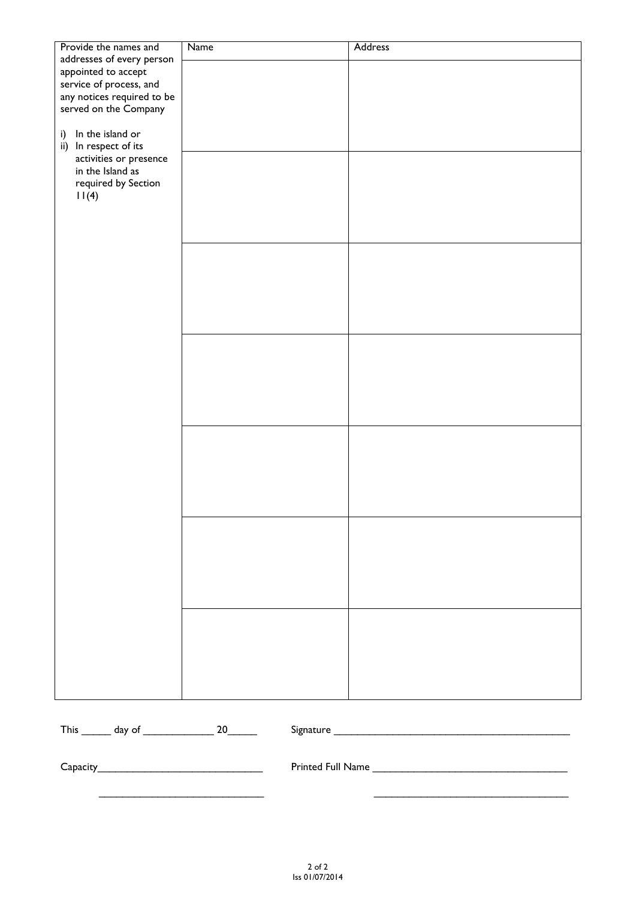| Provide the names and addresses of every person appointed to accept service of process, and any notices required to be served on the Company<br><br>i) In the island or<br>ii) In respect of its activities or presence in the Island as required by Section 11(4) | Name | Address |
|---|---|---|
| | | |
| | | |
| | | |
| | | |
| | | |
| | | |
| | | |

This _____ day of ____________ 20_____ Signature ________________________________________

Capacity_____________________________ Printed Full Name __________________________________

_____________________________ __________________________________

Iss 01/07/2014